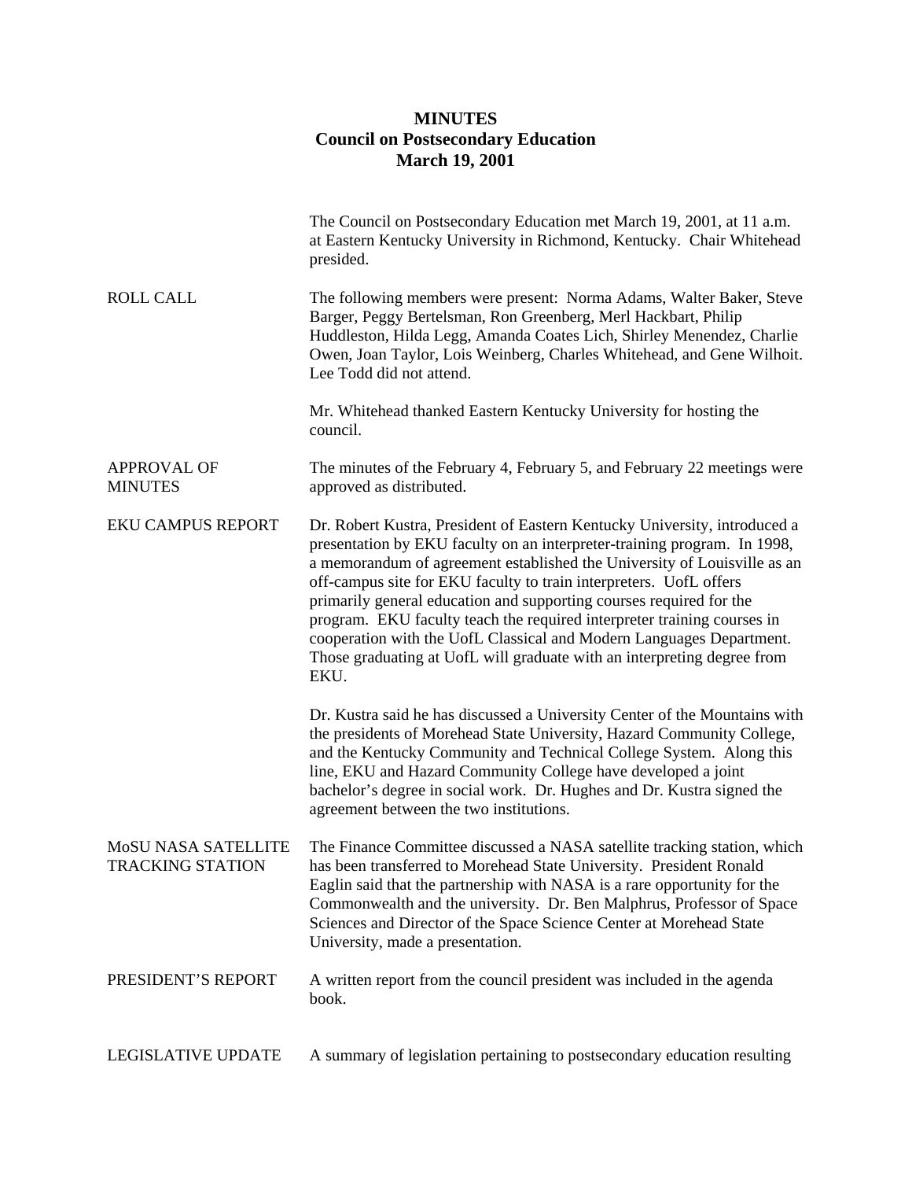# MINUTES
## Council on Postsecondary Education
## March 19, 2001

The Council on Postsecondary Education met March 19, 2001, at 11 a.m. at Eastern Kentucky University in Richmond, Kentucky. Chair Whitehead presided.

**ROLL CALL**

The following members were present: Norma Adams, Walter Baker, Steve Barger, Peggy Bertelsman, Ron Greenberg, Merl Hackbart, Philip Huddleston, Hilda Legg, Amanda Coates Lich, Shirley Menendez, Charlie Owen, Joan Taylor, Lois Weinberg, Charles Whitehead, and Gene Wilhoit. Lee Todd did not attend.

Mr. Whitehead thanked Eastern Kentucky University for hosting the council.

**APPROVAL OF MINUTES**

The minutes of the February 4, February 5, and February 22 meetings were approved as distributed.

**EKU CAMPUS REPORT**

Dr. Robert Kustra, President of Eastern Kentucky University, introduced a presentation by EKU faculty on an interpreter-training program. In 1998, a memorandum of agreement established the University of Louisville as an off-campus site for EKU faculty to train interpreters. UofL offers primarily general education and supporting courses required for the program. EKU faculty teach the required interpreter training courses in cooperation with the UofL Classical and Modern Languages Department. Those graduating at UofL will graduate with an interpreting degree from EKU.

Dr. Kustra said he has discussed a University Center of the Mountains with the presidents of Morehead State University, Hazard Community College, and the Kentucky Community and Technical College System. Along this line, EKU and Hazard Community College have developed a joint bachelor's degree in social work. Dr. Hughes and Dr. Kustra signed the agreement between the two institutions.

**MoSU NASA SATELLITE TRACKING STATION**

The Finance Committee discussed a NASA satellite tracking station, which has been transferred to Morehead State University. President Ronald Eaglin said that the partnership with NASA is a rare opportunity for the Commonwealth and the university. Dr. Ben Malphrus, Professor of Space Sciences and Director of the Space Science Center at Morehead State University, made a presentation.

**PRESIDENT'S REPORT**

A written report from the council president was included in the agenda book.

**LEGISLATIVE UPDATE**

A summary of legislation pertaining to postsecondary education resulting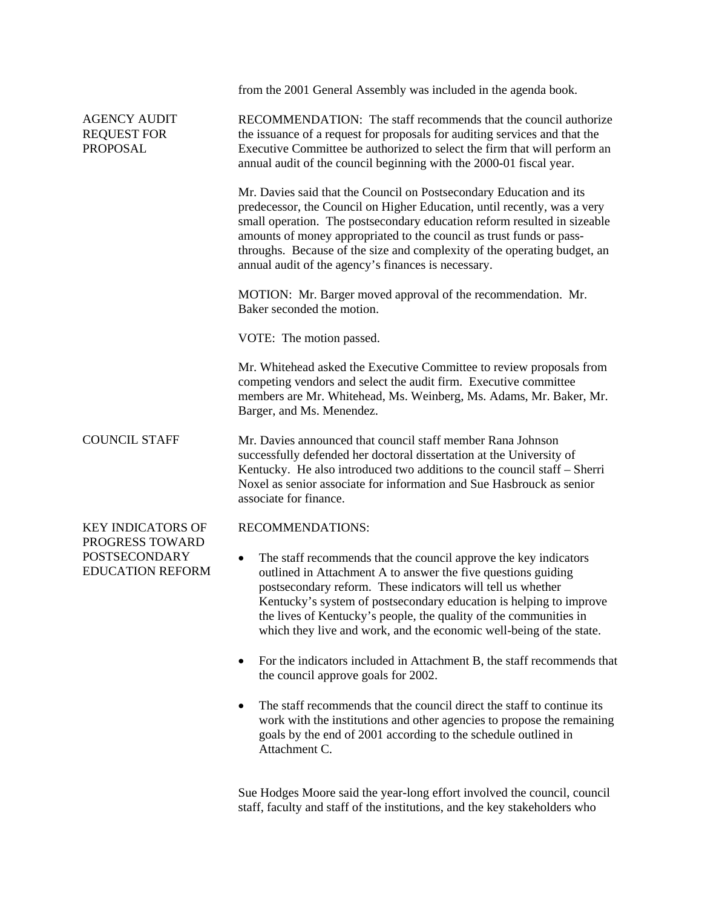from the 2001 General Assembly was included in the agenda book.

### AGENCY AUDIT REQUEST FOR PROPOSAL

RECOMMENDATION: The staff recommends that the council authorize the issuance of a request for proposals for auditing services and that the Executive Committee be authorized to select the firm that will perform an annual audit of the council beginning with the 2000-01 fiscal year.

Mr. Davies said that the Council on Postsecondary Education and its predecessor, the Council on Higher Education, until recently, was a very small operation. The postsecondary education reform resulted in sizeable amounts of money appropriated to the council as trust funds or pass-throughs. Because of the size and complexity of the operating budget, an annual audit of the agency's finances is necessary.

MOTION: Mr. Barger moved approval of the recommendation. Mr. Baker seconded the motion.

VOTE: The motion passed.

Mr. Whitehead asked the Executive Committee to review proposals from competing vendors and select the audit firm. Executive committee members are Mr. Whitehead, Ms. Weinberg, Ms. Adams, Mr. Baker, Mr. Barger, and Ms. Menendez.

### COUNCIL STAFF

Mr. Davies announced that council staff member Rana Johnson successfully defended her doctoral dissertation at the University of Kentucky. He also introduced two additions to the council staff – Sherri Noxel as senior associate for information and Sue Hasbrouck as senior associate for finance.

### KEY INDICATORS OF PROGRESS TOWARD POSTSECONDARY EDUCATION REFORM

RECOMMENDATIONS:

- The staff recommends that the council approve the key indicators outlined in Attachment A to answer the five questions guiding postsecondary reform. These indicators will tell us whether Kentucky's system of postsecondary education is helping to improve the lives of Kentucky's people, the quality of the communities in which they live and work, and the economic well-being of the state.
- For the indicators included in Attachment B, the staff recommends that the council approve goals for 2002.
- The staff recommends that the council direct the staff to continue its work with the institutions and other agencies to propose the remaining goals by the end of 2001 according to the schedule outlined in Attachment C.

Sue Hodges Moore said the year-long effort involved the council, council staff, faculty and staff of the institutions, and the key stakeholders who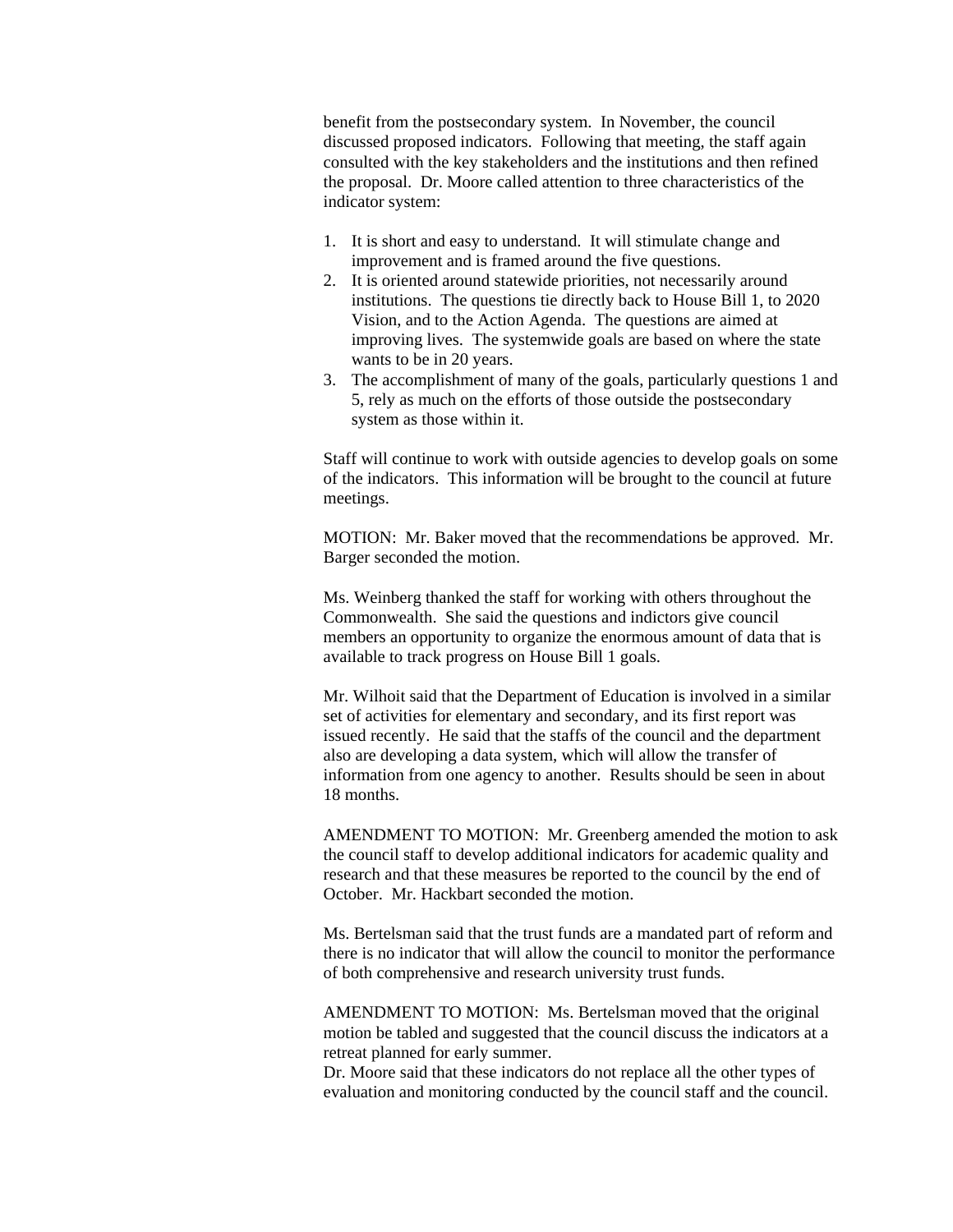benefit from the postsecondary system. In November, the council discussed proposed indicators. Following that meeting, the staff again consulted with the key stakeholders and the institutions and then refined the proposal. Dr. Moore called attention to three characteristics of the indicator system:

1. It is short and easy to understand. It will stimulate change and improvement and is framed around the five questions.
2. It is oriented around statewide priorities, not necessarily around institutions. The questions tie directly back to House Bill 1, to 2020 Vision, and to the Action Agenda. The questions are aimed at improving lives. The systemwide goals are based on where the state wants to be in 20 years.
3. The accomplishment of many of the goals, particularly questions 1 and 5, rely as much on the efforts of those outside the postsecondary system as those within it.

Staff will continue to work with outside agencies to develop goals on some of the indicators. This information will be brought to the council at future meetings.

MOTION: Mr. Baker moved that the recommendations be approved. Mr. Barger seconded the motion.

Ms. Weinberg thanked the staff for working with others throughout the Commonwealth. She said the questions and indictors give council members an opportunity to organize the enormous amount of data that is available to track progress on House Bill 1 goals.

Mr. Wilhoit said that the Department of Education is involved in a similar set of activities for elementary and secondary, and its first report was issued recently. He said that the staffs of the council and the department also are developing a data system, which will allow the transfer of information from one agency to another. Results should be seen in about 18 months.

AMENDMENT TO MOTION: Mr. Greenberg amended the motion to ask the council staff to develop additional indicators for academic quality and research and that these measures be reported to the council by the end of October. Mr. Hackbart seconded the motion.

Ms. Bertelsman said that the trust funds are a mandated part of reform and there is no indicator that will allow the council to monitor the performance of both comprehensive and research university trust funds.

AMENDMENT TO MOTION: Ms. Bertelsman moved that the original motion be tabled and suggested that the council discuss the indicators at a retreat planned for early summer.

Dr. Moore said that these indicators do not replace all the other types of evaluation and monitoring conducted by the council staff and the council.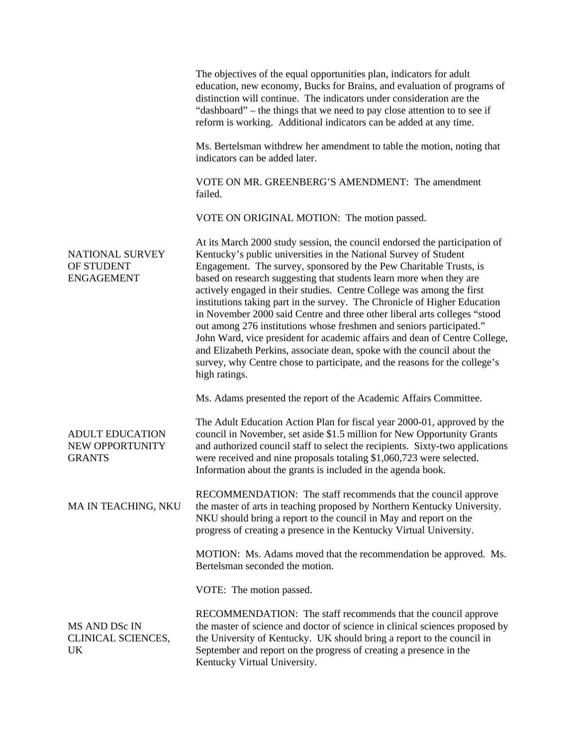The objectives of the equal opportunities plan, indicators for adult education, new economy, Bucks for Brains, and evaluation of programs of distinction will continue. The indicators under consideration are the "dashboard" – the things that we need to pay close attention to to see if reform is working. Additional indicators can be added at any time.

Ms. Bertelsman withdrew her amendment to table the motion, noting that indicators can be added later.

VOTE ON MR. GREENBERG'S AMENDMENT: The amendment failed.

VOTE ON ORIGINAL MOTION: The motion passed.

### NATIONAL SURVEY OF STUDENT ENGAGEMENT

At its March 2000 study session, the council endorsed the participation of Kentucky's public universities in the National Survey of Student Engagement. The survey, sponsored by the Pew Charitable Trusts, is based on research suggesting that students learn more when they are actively engaged in their studies. Centre College was among the first institutions taking part in the survey. The Chronicle of Higher Education in November 2000 said Centre and three other liberal arts colleges "stood out among 276 institutions whose freshmen and seniors participated." John Ward, vice president for academic affairs and dean of Centre College, and Elizabeth Perkins, associate dean, spoke with the council about the survey, why Centre chose to participate, and the reasons for the college's high ratings.

Ms. Adams presented the report of the Academic Affairs Committee.

### ADULT EDUCATION NEW OPPORTUNITY GRANTS

The Adult Education Action Plan for fiscal year 2000-01, approved by the council in November, set aside $1.5 million for New Opportunity Grants and authorized council staff to select the recipients. Sixty-two applications were received and nine proposals totaling $1,060,723 were selected. Information about the grants is included in the agenda book.

### MA IN TEACHING, NKU

RECOMMENDATION: The staff recommends that the council approve the master of arts in teaching proposed by Northern Kentucky University. NKU should bring a report to the council in May and report on the progress of creating a presence in the Kentucky Virtual University.

MOTION: Ms. Adams moved that the recommendation be approved. Ms. Bertelsman seconded the motion.

VOTE: The motion passed.

### MS AND DSc IN CLINICAL SCIENCES, UK

RECOMMENDATION: The staff recommends that the council approve the master of science and doctor of science in clinical sciences proposed by the University of Kentucky. UK should bring a report to the council in September and report on the progress of creating a presence in the Kentucky Virtual University.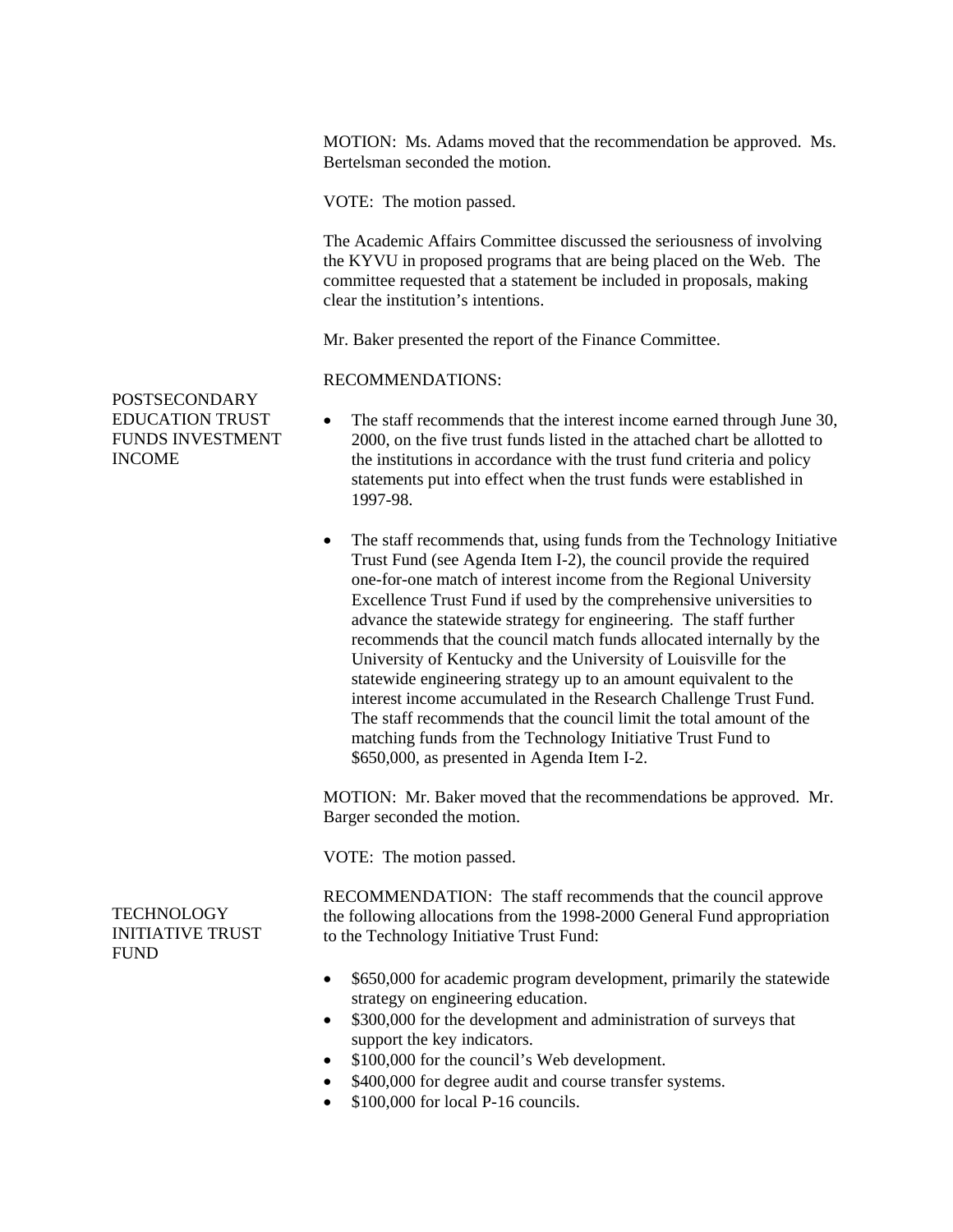MOTION: Ms. Adams moved that the recommendation be approved. Ms. Bertelsman seconded the motion.

VOTE: The motion passed.

The Academic Affairs Committee discussed the seriousness of involving the KYVU in proposed programs that are being placed on the Web. The committee requested that a statement be included in proposals, making clear the institution's intentions.

Mr. Baker presented the report of the Finance Committee.

### POSTSECONDARY EDUCATION TRUST FUNDS INVESTMENT INCOME

RECOMMENDATIONS:

- The staff recommends that the interest income earned through June 30, 2000, on the five trust funds listed in the attached chart be allotted to the institutions in accordance with the trust fund criteria and policy statements put into effect when the trust funds were established in 1997-98.

- The staff recommends that, using funds from the Technology Initiative Trust Fund (see Agenda Item I-2), the council provide the required one-for-one match of interest income from the Regional University Excellence Trust Fund if used by the comprehensive universities to advance the statewide strategy for engineering. The staff further recommends that the council match funds allocated internally by the University of Kentucky and the University of Louisville for the statewide engineering strategy up to an amount equivalent to the interest income accumulated in the Research Challenge Trust Fund. The staff recommends that the council limit the total amount of the matching funds from the Technology Initiative Trust Fund to $650,000, as presented in Agenda Item I-2.

MOTION: Mr. Baker moved that the recommendations be approved. Mr. Barger seconded the motion.

VOTE: The motion passed.

### TECHNOLOGY INITIATIVE TRUST FUND

RECOMMENDATION: The staff recommends that the council approve the following allocations from the 1998-2000 General Fund appropriation to the Technology Initiative Trust Fund:

- $650,000 for academic program development, primarily the statewide strategy on engineering education.
- $300,000 for the development and administration of surveys that support the key indicators.
- $100,000 for the council's Web development.
- $400,000 for degree audit and course transfer systems.
- $100,000 for local P-16 councils.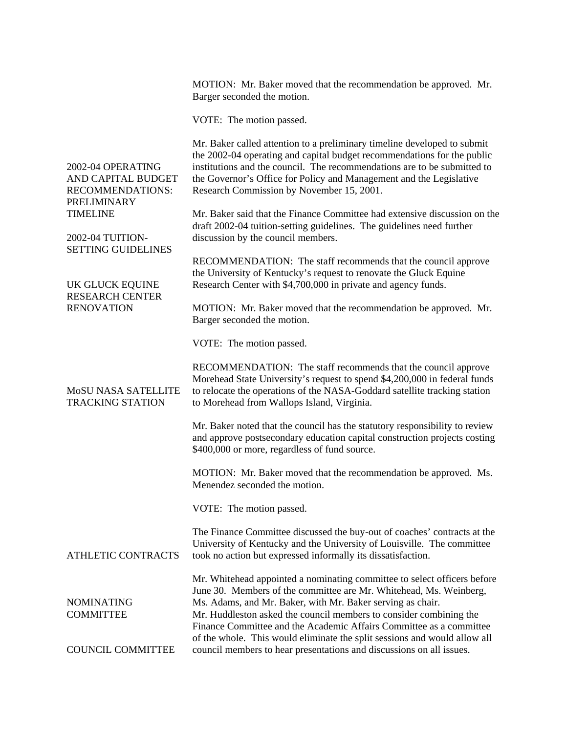MOTION: Mr. Baker moved that the recommendation be approved. Mr. Barger seconded the motion.

VOTE: The motion passed.

**2002-04 OPERATING AND CAPITAL BUDGET RECOMMENDATIONS: PRELIMINARY TIMELINE**

Mr. Baker called attention to a preliminary timeline developed to submit the 2002-04 operating and capital budget recommendations for the public institutions and the council. The recommendations are to be submitted to the Governor's Office for Policy and Management and the Legislative Research Commission by November 15, 2001.

**2002-04 TUITION-SETTING GUIDELINES**

Mr. Baker said that the Finance Committee had extensive discussion on the draft 2002-04 tuition-setting guidelines. The guidelines need further discussion by the council members.

**UK GLUCK EQUINE RESEARCH CENTER RENOVATION**

RECOMMENDATION: The staff recommends that the council approve the University of Kentucky's request to renovate the Gluck Equine Research Center with $4,700,000 in private and agency funds.

MOTION: Mr. Baker moved that the recommendation be approved. Mr. Barger seconded the motion.

VOTE: The motion passed.

**MoSU NASA SATELLITE TRACKING STATION**

RECOMMENDATION: The staff recommends that the council approve Morehead State University's request to spend $4,200,000 in federal funds to relocate the operations of the NASA-Goddard satellite tracking station to Morehead from Wallops Island, Virginia.

Mr. Baker noted that the council has the statutory responsibility to review and approve postsecondary education capital construction projects costing $400,000 or more, regardless of fund source.

MOTION: Mr. Baker moved that the recommendation be approved. Ms. Menendez seconded the motion.

VOTE: The motion passed.

**ATHLETIC CONTRACTS**

The Finance Committee discussed the buy-out of coaches' contracts at the University of Kentucky and the University of Louisville. The committee took no action but expressed informally its dissatisfaction.

**NOMINATING COMMITTEE**

Mr. Whitehead appointed a nominating committee to select officers before June 30. Members of the committee are Mr. Whitehead, Ms. Weinberg, Ms. Adams, and Mr. Baker, with Mr. Baker serving as chair.

**COUNCIL COMMITTEE**

Mr. Huddleston asked the council members to consider combining the Finance Committee and the Academic Affairs Committee as a committee of the whole. This would eliminate the split sessions and would allow all council members to hear presentations and discussions on all issues.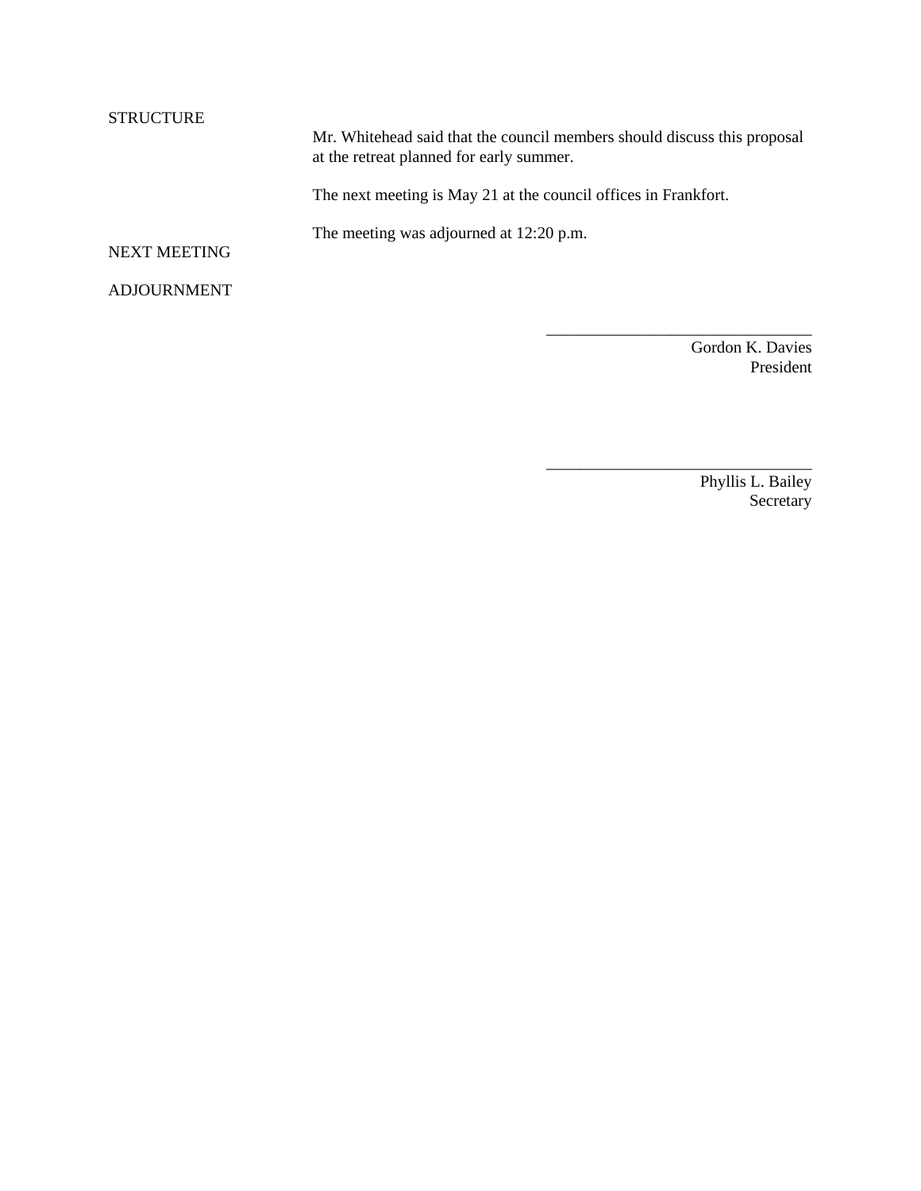STRUCTURE

Mr. Whitehead said that the council members should discuss this proposal at the retreat planned for early summer.

NEXT MEETING

The next meeting is May 21 at the council offices in Frankfort.

ADJOURNMENT

The meeting was adjourned at 12:20 p.m.

_________________________________
Gordon K. Davies
President

_________________________________
Phyllis L. Bailey
Secretary